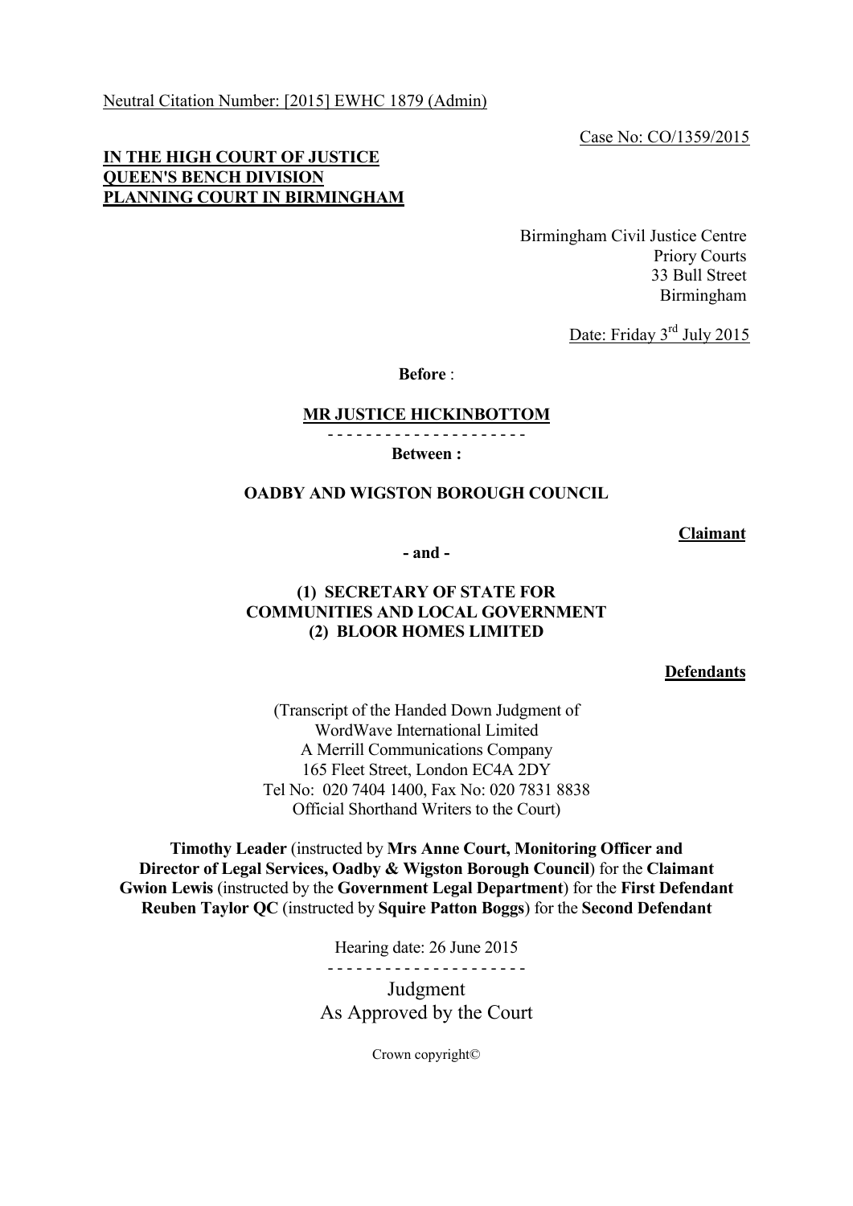Neutral Citation Number: [2015] EWHC 1879 (Admin)

Case No: CO/1359/2015

**IN THE HIGH COURT OF JUSTICE**
**QUEEN'S BENCH DIVISION**
**PLANNING COURT IN BIRMINGHAM**

Birmingham Civil Justice Centre
Priory Courts
33 Bull Street
Birmingham

Date: Friday 3rd July 2015

**Before** :

**MR JUSTICE HICKINBOTTOM**

- - - - - - - - - - - - - - - - - - - - -

**Between :**

**OADBY AND WIGSTON BOROUGH COUNCIL**

**Claimant**

**- and -**

**(1) SECRETARY OF STATE FOR COMMUNITIES AND LOCAL GOVERNMENT**
**(2) BLOOR HOMES LIMITED**

**Defendants**

(Transcript of the Handed Down Judgment of
WordWave International Limited
A Merrill Communications Company
165 Fleet Street, London EC4A 2DY
Tel No: 020 7404 1400, Fax No: 020 7831 8838
Official Shorthand Writers to the Court)

**Timothy Leader** (instructed by **Mrs Anne Court, Monitoring Officer and Director of Legal Services, Oadby & Wigston Borough Council**) for the **Claimant**
**Gwion Lewis** (instructed by the **Government Legal Department**) for the **First Defendant**
**Reuben Taylor QC** (instructed by **Squire Patton Boggs**) for the **Second Defendant**

Hearing date: 26 June 2015

- - - - - - - - - - - - - - - - - - - - -

Judgment
As Approved by the Court

Crown copyright©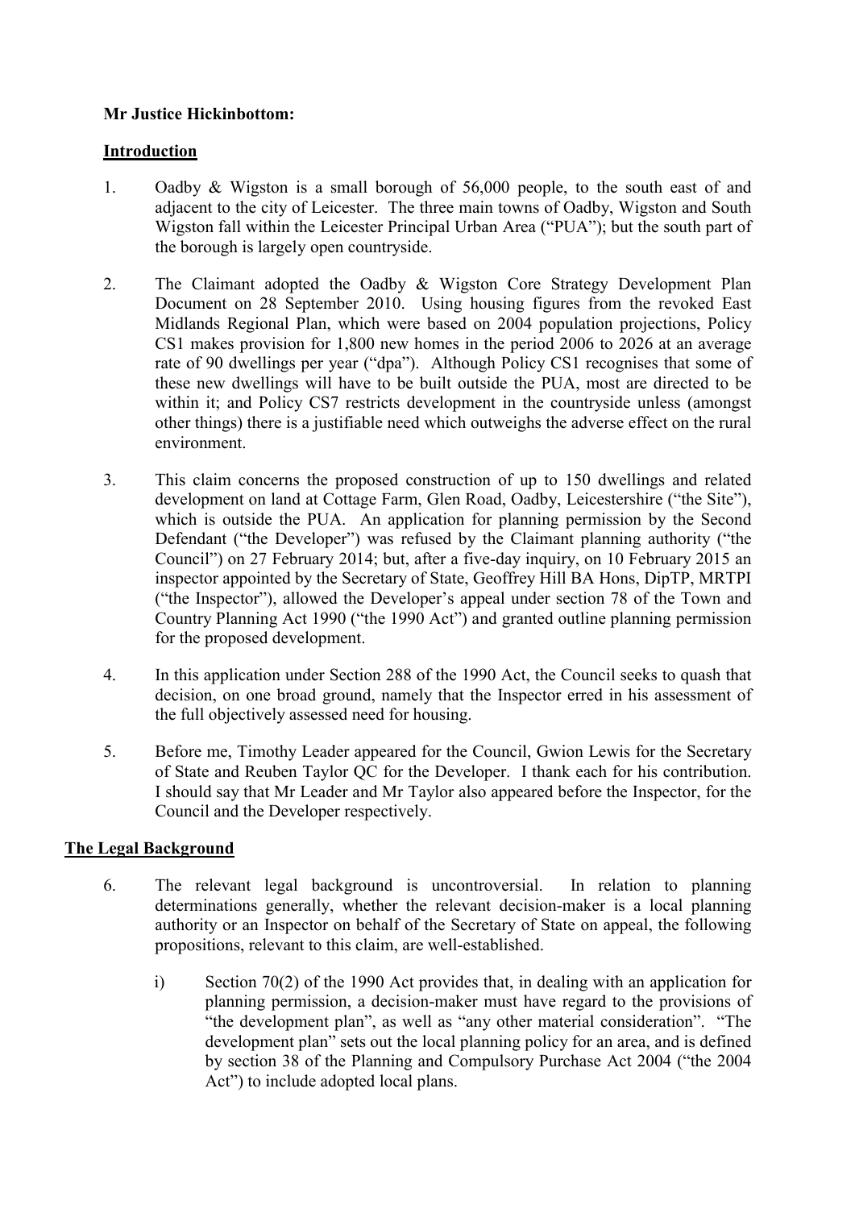**Mr Justice Hickinbottom:**

## Introduction

1. Oadby & Wigston is a small borough of 56,000 people, to the south east of and adjacent to the city of Leicester. The three main towns of Oadby, Wigston and South Wigston fall within the Leicester Principal Urban Area ("PUA"); but the south part of the borough is largely open countryside.

2. The Claimant adopted the Oadby & Wigston Core Strategy Development Plan Document on 28 September 2010. Using housing figures from the revoked East Midlands Regional Plan, which were based on 2004 population projections, Policy CS1 makes provision for 1,800 new homes in the period 2006 to 2026 at an average rate of 90 dwellings per year ("dpa"). Although Policy CS1 recognises that some of these new dwellings will have to be built outside the PUA, most are directed to be within it; and Policy CS7 restricts development in the countryside unless (amongst other things) there is a justifiable need which outweighs the adverse effect on the rural environment.

3. This claim concerns the proposed construction of up to 150 dwellings and related development on land at Cottage Farm, Glen Road, Oadby, Leicestershire ("the Site"), which is outside the PUA. An application for planning permission by the Second Defendant ("the Developer") was refused by the Claimant planning authority ("the Council") on 27 February 2014; but, after a five-day inquiry, on 10 February 2015 an inspector appointed by the Secretary of State, Geoffrey Hill BA Hons, DipTP, MRTPI ("the Inspector"), allowed the Developer's appeal under section 78 of the Town and Country Planning Act 1990 ("the 1990 Act") and granted outline planning permission for the proposed development.

4. In this application under Section 288 of the 1990 Act, the Council seeks to quash that decision, on one broad ground, namely that the Inspector erred in his assessment of the full objectively assessed need for housing.

5. Before me, Timothy Leader appeared for the Council, Gwion Lewis for the Secretary of State and Reuben Taylor QC for the Developer. I thank each for his contribution. I should say that Mr Leader and Mr Taylor also appeared before the Inspector, for the Council and the Developer respectively.

## The Legal Background

6. The relevant legal background is uncontroversial. In relation to planning determinations generally, whether the relevant decision-maker is a local planning authority or an Inspector on behalf of the Secretary of State on appeal, the following propositions, relevant to this claim, are well-established.

   i) Section 70(2) of the 1990 Act provides that, in dealing with an application for planning permission, a decision-maker must have regard to the provisions of "the development plan", as well as "any other material consideration". "The development plan" sets out the local planning policy for an area, and is defined by section 38 of the Planning and Compulsory Purchase Act 2004 ("the 2004 Act") to include adopted local plans.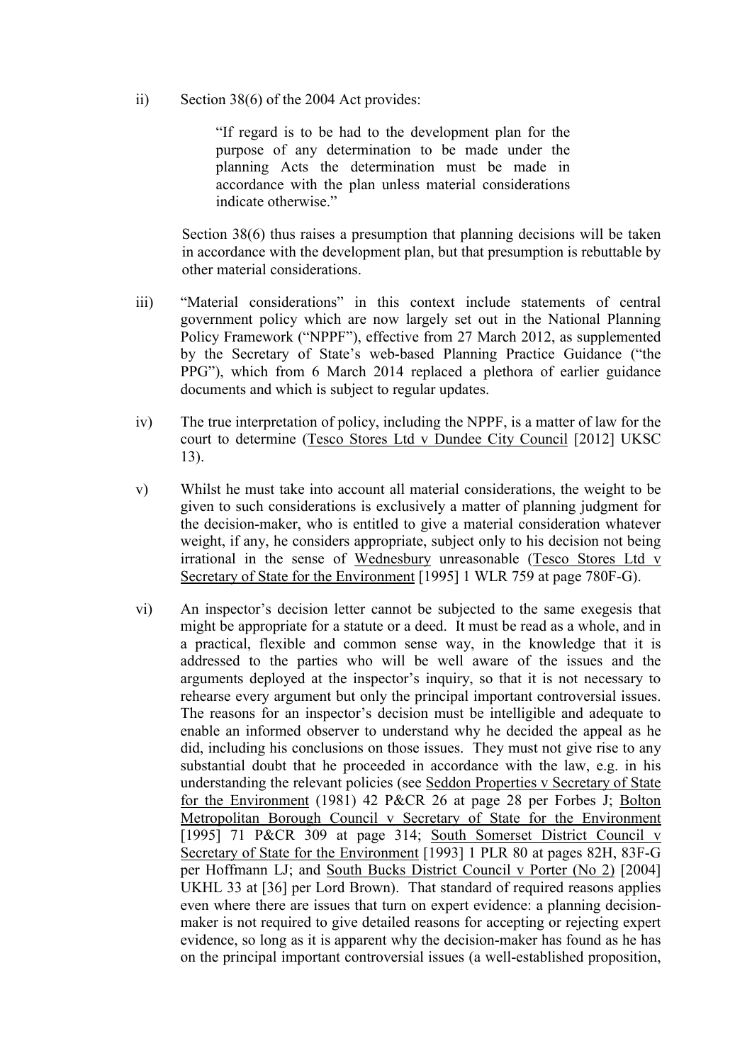ii) Section 38(6) of the 2004 Act provides:

> "If regard is to be had to the development plan for the purpose of any determination to be made under the planning Acts the determination must be made in accordance with the plan unless material considerations indicate otherwise."

Section 38(6) thus raises a presumption that planning decisions will be taken in accordance with the development plan, but that presumption is rebuttable by other material considerations.

iii) "Material considerations" in this context include statements of central government policy which are now largely set out in the National Planning Policy Framework ("NPPF"), effective from 27 March 2012, as supplemented by the Secretary of State's web-based Planning Practice Guidance ("the PPG"), which from 6 March 2014 replaced a plethora of earlier guidance documents and which is subject to regular updates.

iv) The true interpretation of policy, including the NPPF, is a matter of law for the court to determine (Tesco Stores Ltd v Dundee City Council [2012] UKSC 13).

v) Whilst he must take into account all material considerations, the weight to be given to such considerations is exclusively a matter of planning judgment for the decision-maker, who is entitled to give a material consideration whatever weight, if any, he considers appropriate, subject only to his decision not being irrational in the sense of Wednesbury unreasonable (Tesco Stores Ltd v Secretary of State for the Environment [1995] 1 WLR 759 at page 780F-G).

vi) An inspector's decision letter cannot be subjected to the same exegesis that might be appropriate for a statute or a deed. It must be read as a whole, and in a practical, flexible and common sense way, in the knowledge that it is addressed to the parties who will be well aware of the issues and the arguments deployed at the inspector's inquiry, so that it is not necessary to rehearse every argument but only the principal important controversial issues. The reasons for an inspector's decision must be intelligible and adequate to enable an informed observer to understand why he decided the appeal as he did, including his conclusions on those issues. They must not give rise to any substantial doubt that he proceeded in accordance with the law, e.g. in his understanding the relevant policies (see Seddon Properties v Secretary of State for the Environment (1981) 42 P&CR 26 at page 28 per Forbes J; Bolton Metropolitan Borough Council v Secretary of State for the Environment [1995] 71 P&CR 309 at page 314; South Somerset District Council v Secretary of State for the Environment [1993] 1 PLR 80 at pages 82H, 83F-G per Hoffmann LJ; and South Bucks District Council v Porter (No 2) [2004] UKHL 33 at [36] per Lord Brown). That standard of required reasons applies even where there are issues that turn on expert evidence: a planning decision-maker is not required to give detailed reasons for accepting or rejecting expert evidence, so long as it is apparent why the decision-maker has found as he has on the principal important controversial issues (a well-established proposition,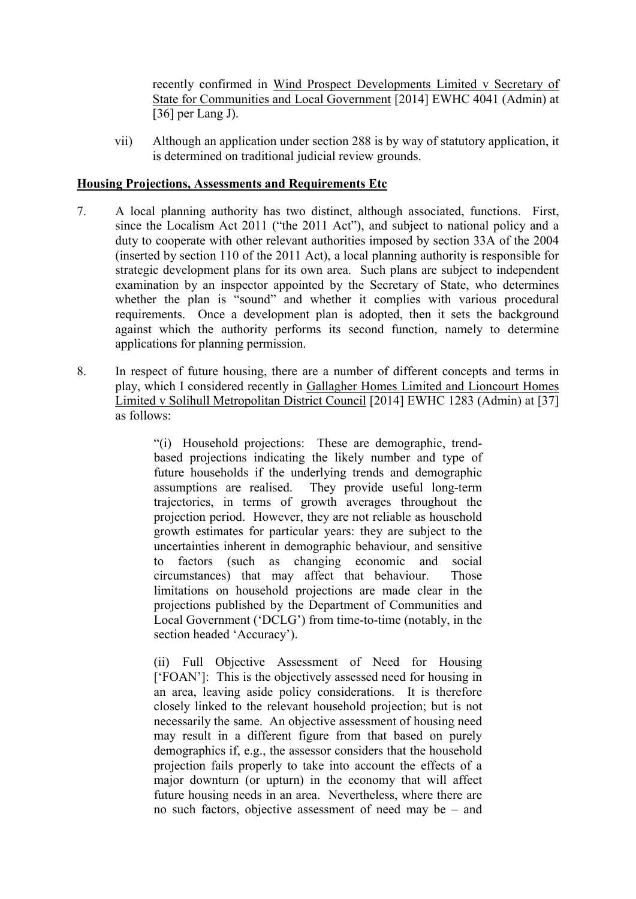recently confirmed in Wind Prospect Developments Limited v Secretary of State for Communities and Local Government [2014] EWHC 4041 (Admin) at [36] per Lang J).

vii) Although an application under section 288 is by way of statutory application, it is determined on traditional judicial review grounds.

## Housing Projections, Assessments and Requirements Etc

7. A local planning authority has two distinct, although associated, functions. First, since the Localism Act 2011 ("the 2011 Act"), and subject to national policy and a duty to cooperate with other relevant authorities imposed by section 33A of the 2004 (inserted by section 110 of the 2011 Act), a local planning authority is responsible for strategic development plans for its own area. Such plans are subject to independent examination by an inspector appointed by the Secretary of State, who determines whether the plan is "sound" and whether it complies with various procedural requirements. Once a development plan is adopted, then it sets the background against which the authority performs its second function, namely to determine applications for planning permission.

8. In respect of future housing, there are a number of different concepts and terms in play, which I considered recently in Gallagher Homes Limited and Lioncourt Homes Limited v Solihull Metropolitan District Council [2014] EWHC 1283 (Admin) at [37] as follows:

> "(i) Household projections: These are demographic, trend-based projections indicating the likely number and type of future households if the underlying trends and demographic assumptions are realised. They provide useful long-term trajectories, in terms of growth averages throughout the projection period. However, they are not reliable as household growth estimates for particular years: they are subject to the uncertainties inherent in demographic behaviour, and sensitive to factors (such as changing economic and social circumstances) that may affect that behaviour. Those limitations on household projections are made clear in the projections published by the Department of Communities and Local Government ('DCLG') from time-to-time (notably, in the section headed 'Accuracy').
>
> (ii) Full Objective Assessment of Need for Housing ['FOAN']: This is the objectively assessed need for housing in an area, leaving aside policy considerations. It is therefore closely linked to the relevant household projection; but is not necessarily the same. An objective assessment of housing need may result in a different figure from that based on purely demographics if, e.g., the assessor considers that the household projection fails properly to take into account the effects of a major downturn (or upturn) in the economy that will affect future housing needs in an area. Nevertheless, where there are no such factors, objective assessment of need may be – and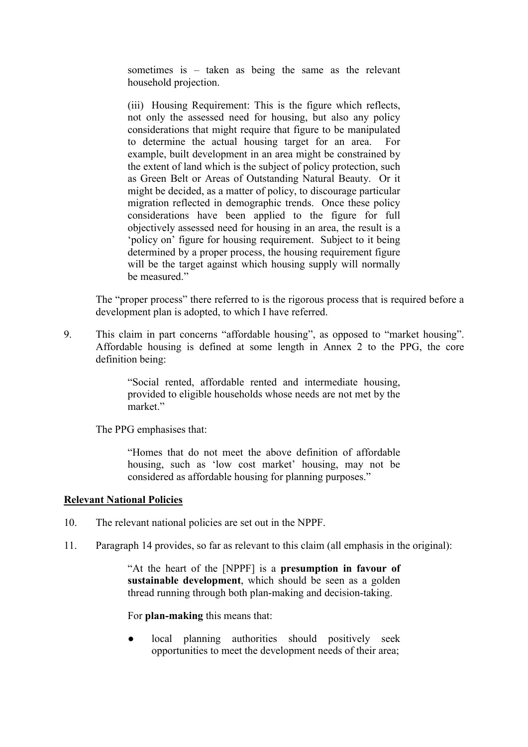> sometimes is – taken as being the same as the relevant household projection.
>
> (iii) Housing Requirement: This is the figure which reflects, not only the assessed need for housing, but also any policy considerations that might require that figure to be manipulated to determine the actual housing target for an area. For example, built development in an area might be constrained by the extent of land which is the subject of policy protection, such as Green Belt or Areas of Outstanding Natural Beauty. Or it might be decided, as a matter of policy, to discourage particular migration reflected in demographic trends. Once these policy considerations have been applied to the figure for full objectively assessed need for housing in an area, the result is a 'policy on' figure for housing requirement. Subject to it being determined by a proper process, the housing requirement figure will be the target against which housing supply will normally be measured."

The "proper process" there referred to is the rigorous process that is required before a development plan is adopted, to which I have referred.

9. This claim in part concerns "affordable housing", as opposed to "market housing". Affordable housing is defined at some length in Annex 2 to the PPG, the core definition being:

> "Social rented, affordable rented and intermediate housing, provided to eligible households whose needs are not met by the market."

The PPG emphasises that:

> "Homes that do not meet the above definition of affordable housing, such as 'low cost market' housing, may not be considered as affordable housing for planning purposes."

**Relevant National Policies**

10. The relevant national policies are set out in the NPPF.

11. Paragraph 14 provides, so far as relevant to this claim (all emphasis in the original):

> "At the heart of the [NPPF] is a **presumption in favour of sustainable development**, which should be seen as a golden thread running through both plan-making and decision-taking.
>
> For **plan-making** this means that:
>
> - local planning authorities should positively seek opportunities to meet the development needs of their area;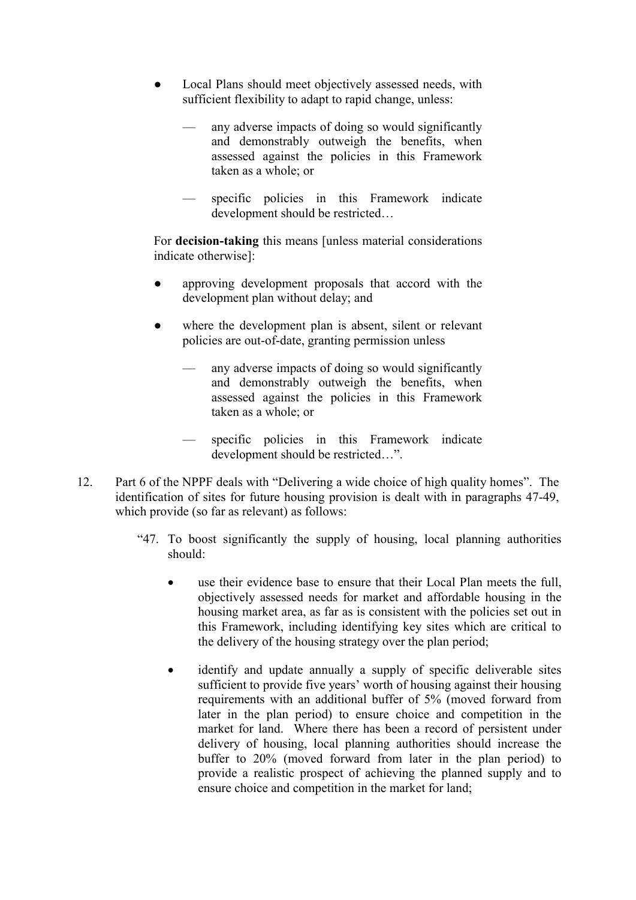- Local Plans should meet objectively assessed needs, with sufficient flexibility to adapt to rapid change, unless:

  - any adverse impacts of doing so would significantly and demonstrably outweigh the benefits, when assessed against the policies in this Framework taken as a whole; or

  - specific policies in this Framework indicate development should be restricted…

For **decision-taking** this means [unless material considerations indicate otherwise]:

- approving development proposals that accord with the development plan without delay; and

- where the development plan is absent, silent or relevant policies are out-of-date, granting permission unless

  - any adverse impacts of doing so would significantly and demonstrably outweigh the benefits, when assessed against the policies in this Framework taken as a whole; or

  - specific policies in this Framework indicate development should be restricted…".

12. Part 6 of the NPPF deals with "Delivering a wide choice of high quality homes". The identification of sites for future housing provision is dealt with in paragraphs 47-49, which provide (so far as relevant) as follows:

"47. To boost significantly the supply of housing, local planning authorities should:

- use their evidence base to ensure that their Local Plan meets the full, objectively assessed needs for market and affordable housing in the housing market area, as far as is consistent with the policies set out in this Framework, including identifying key sites which are critical to the delivery of the housing strategy over the plan period;

- identify and update annually a supply of specific deliverable sites sufficient to provide five years' worth of housing against their housing requirements with an additional buffer of 5% (moved forward from later in the plan period) to ensure choice and competition in the market for land. Where there has been a record of persistent under delivery of housing, local planning authorities should increase the buffer to 20% (moved forward from later in the plan period) to provide a realistic prospect of achieving the planned supply and to ensure choice and competition in the market for land;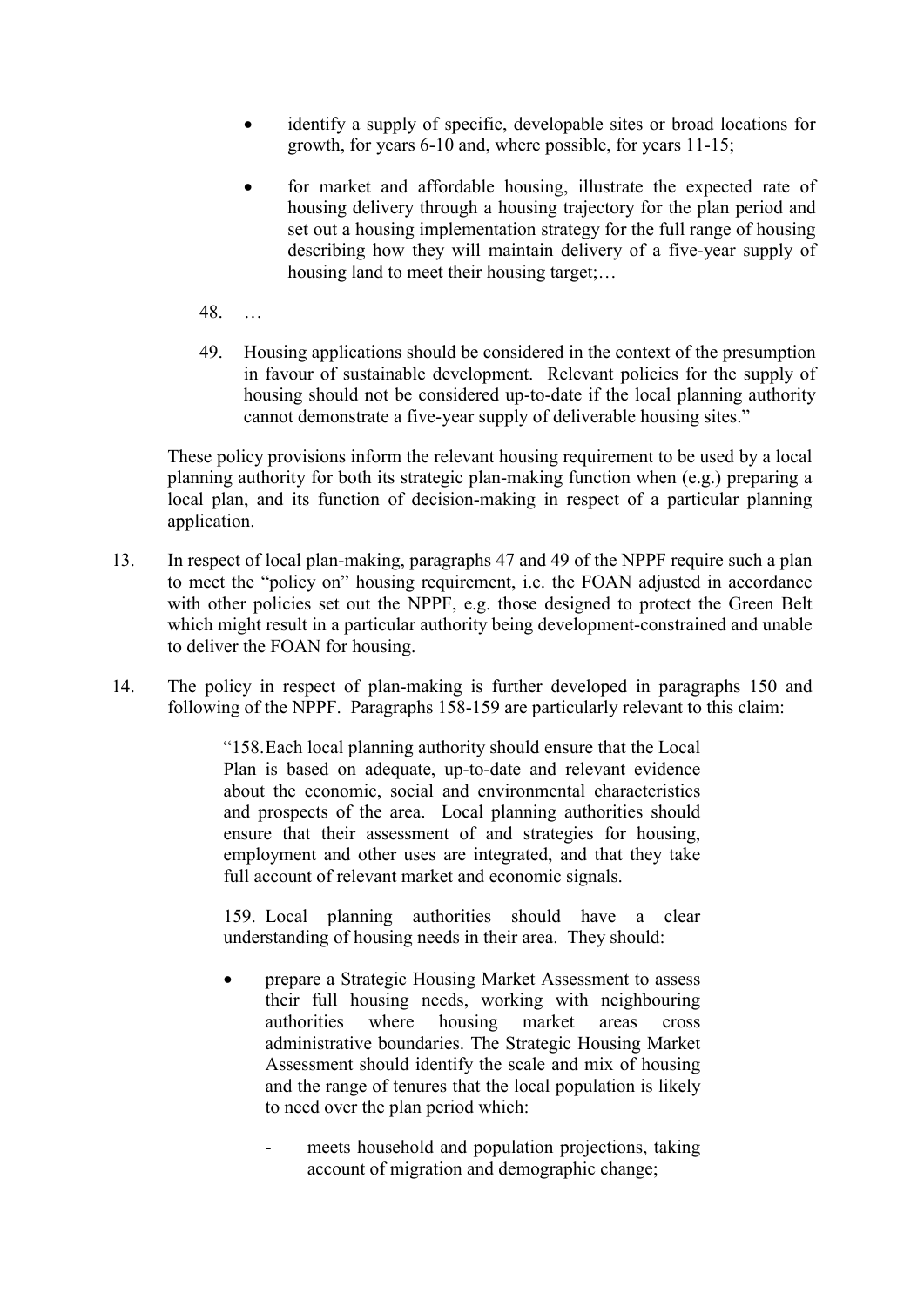- identify a supply of specific, developable sites or broad locations for growth, for years 6-10 and, where possible, for years 11-15;

- for market and affordable housing, illustrate the expected rate of housing delivery through a housing trajectory for the plan period and set out a housing implementation strategy for the full range of housing describing how they will maintain delivery of a five-year supply of housing land to meet their housing target;…

48. …

49. Housing applications should be considered in the context of the presumption in favour of sustainable development. Relevant policies for the supply of housing should not be considered up-to-date if the local planning authority cannot demonstrate a five-year supply of deliverable housing sites."

These policy provisions inform the relevant housing requirement to be used by a local planning authority for both its strategic plan-making function when (e.g.) preparing a local plan, and its function of decision-making in respect of a particular planning application.

13. In respect of local plan-making, paragraphs 47 and 49 of the NPPF require such a plan to meet the "policy on" housing requirement, i.e. the FOAN adjusted in accordance with other policies set out the NPPF, e.g. those designed to protect the Green Belt which might result in a particular authority being development-constrained and unable to deliver the FOAN for housing.

14. The policy in respect of plan-making is further developed in paragraphs 150 and following of the NPPF. Paragraphs 158-159 are particularly relevant to this claim:

> "158. Each local planning authority should ensure that the Local Plan is based on adequate, up-to-date and relevant evidence about the economic, social and environmental characteristics and prospects of the area. Local planning authorities should ensure that their assessment of and strategies for housing, employment and other uses are integrated, and that they take full account of relevant market and economic signals.
>
> 159. Local planning authorities should have a clear understanding of housing needs in their area. They should:
>
> - prepare a Strategic Housing Market Assessment to assess their full housing needs, working with neighbouring authorities where housing market areas cross administrative boundaries. The Strategic Housing Market Assessment should identify the scale and mix of housing and the range of tenures that the local population is likely to need over the plan period which:
>
>   - meets household and population projections, taking account of migration and demographic change;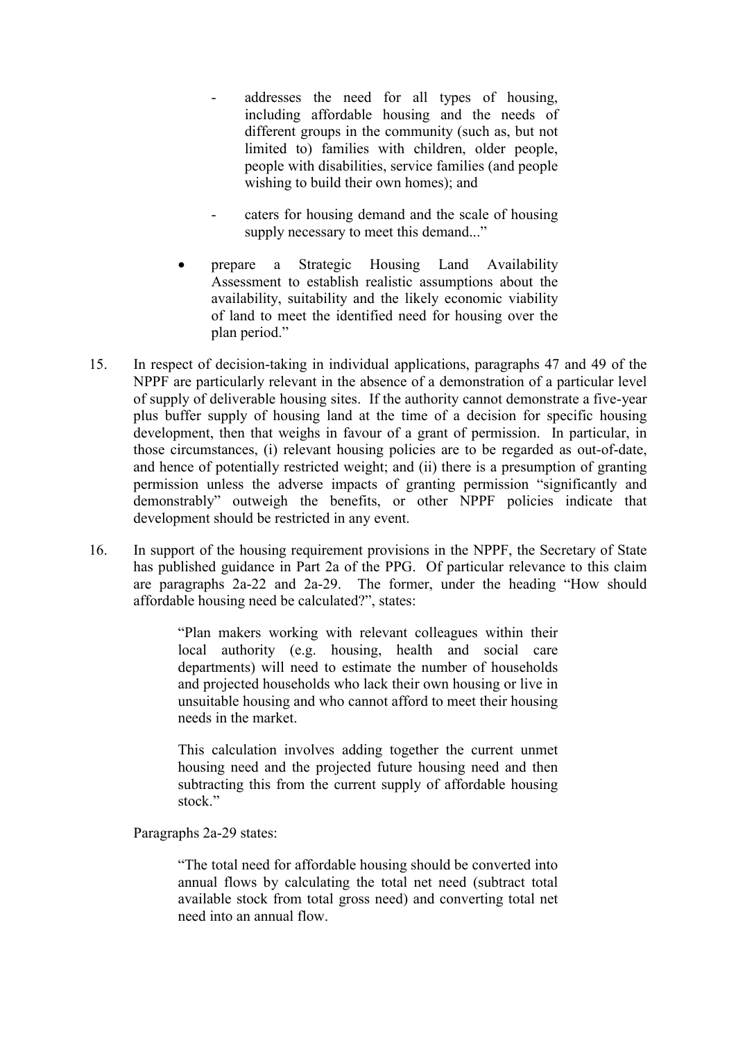> - addresses the need for all types of housing, including affordable housing and the needs of different groups in the community (such as, but not limited to) families with children, older people, people with disabilities, service families (and people wishing to build their own homes); and
>
> - caters for housing demand and the scale of housing supply necessary to meet this demand..."
>
> - prepare a Strategic Housing Land Availability Assessment to establish realistic assumptions about the availability, suitability and the likely economic viability of land to meet the identified need for housing over the plan period."

15. In respect of decision-taking in individual applications, paragraphs 47 and 49 of the NPPF are particularly relevant in the absence of a demonstration of a particular level of supply of deliverable housing sites. If the authority cannot demonstrate a five-year plus buffer supply of housing land at the time of a decision for specific housing development, then that weighs in favour of a grant of permission. In particular, in those circumstances, (i) relevant housing policies are to be regarded as out-of-date, and hence of potentially restricted weight; and (ii) there is a presumption of granting permission unless the adverse impacts of granting permission "significantly and demonstrably" outweigh the benefits, or other NPPF policies indicate that development should be restricted in any event.

16. In support of the housing requirement provisions in the NPPF, the Secretary of State has published guidance in Part 2a of the PPG. Of particular relevance to this claim are paragraphs 2a-22 and 2a-29. The former, under the heading "How should affordable housing need be calculated?", states:

> "Plan makers working with relevant colleagues within their local authority (e.g. housing, health and social care departments) will need to estimate the number of households and projected households who lack their own housing or live in unsuitable housing and who cannot afford to meet their housing needs in the market.
>
> This calculation involves adding together the current unmet housing need and the projected future housing need and then subtracting this from the current supply of affordable housing stock."

Paragraphs 2a-29 states:

> "The total need for affordable housing should be converted into annual flows by calculating the total net need (subtract total available stock from total gross need) and converting total net need into an annual flow.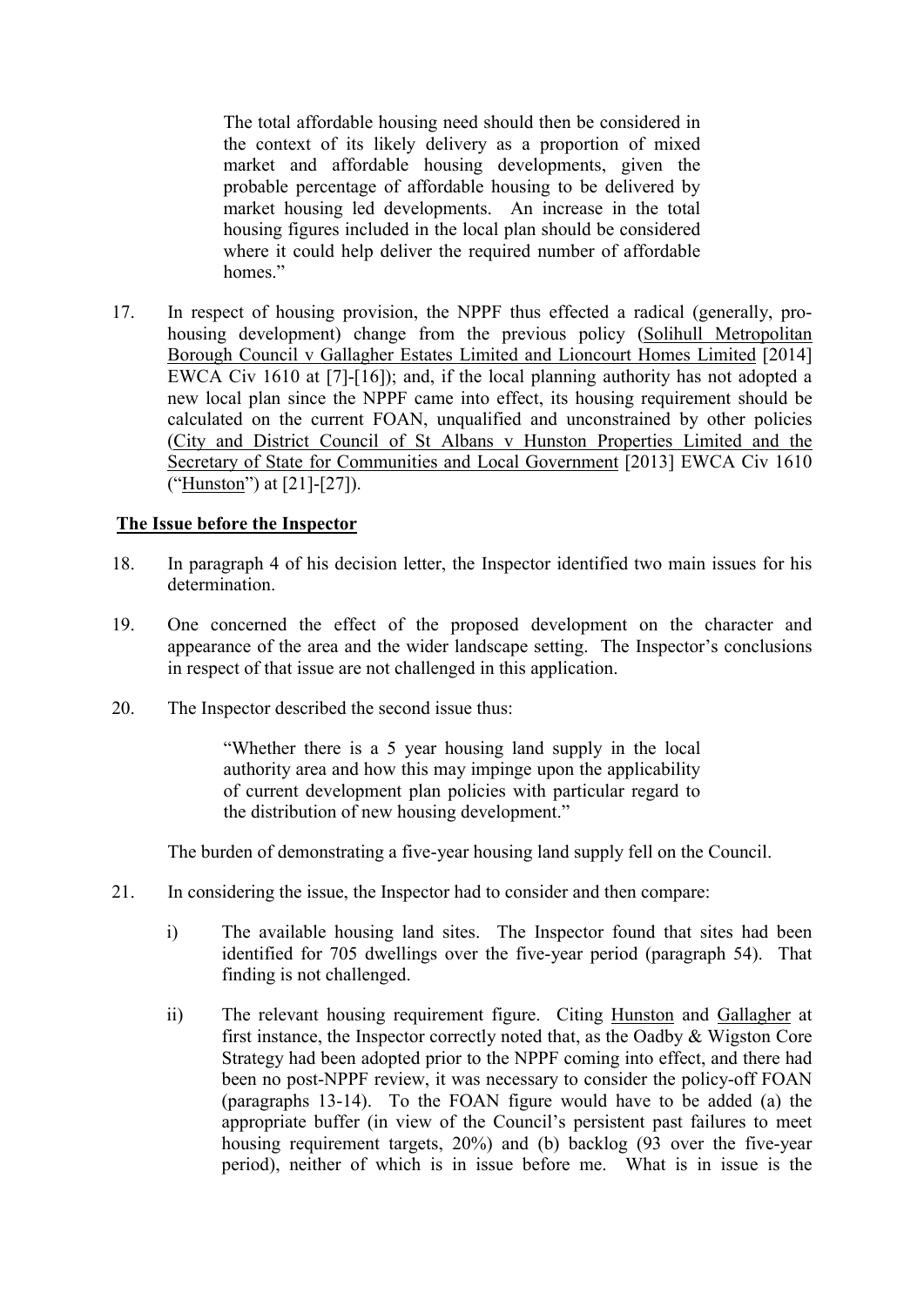> The total affordable housing need should then be considered in the context of its likely delivery as a proportion of mixed market and affordable housing developments, given the probable percentage of affordable housing to be delivered by market housing led developments. An increase in the total housing figures included in the local plan should be considered where it could help deliver the required number of affordable homes."

17. In respect of housing provision, the NPPF thus effected a radical (generally, pro-housing development) change from the previous policy (Solihull Metropolitan Borough Council v Gallagher Estates Limited and Lioncourt Homes Limited [2014] EWCA Civ 1610 at [7]-[16]); and, if the local planning authority has not adopted a new local plan since the NPPF came into effect, its housing requirement should be calculated on the current FOAN, unqualified and unconstrained by other policies (City and District Council of St Albans v Hunston Properties Limited and the Secretary of State for Communities and Local Government [2013] EWCA Civ 1610 ("Hunston") at [21]-[27]).

## The Issue before the Inspector

18. In paragraph 4 of his decision letter, the Inspector identified two main issues for his determination.

19. One concerned the effect of the proposed development on the character and appearance of the area and the wider landscape setting. The Inspector's conclusions in respect of that issue are not challenged in this application.

20. The Inspector described the second issue thus:

> "Whether there is a 5 year housing land supply in the local authority area and how this may impinge upon the applicability of current development plan policies with particular regard to the distribution of new housing development."

The burden of demonstrating a five-year housing land supply fell on the Council.

21. In considering the issue, the Inspector had to consider and then compare:

    i) The available housing land sites. The Inspector found that sites had been identified for 705 dwellings over the five-year period (paragraph 54). That finding is not challenged.

    ii) The relevant housing requirement figure. Citing Hunston and Gallagher at first instance, the Inspector correctly noted that, as the Oadby & Wigston Core Strategy had been adopted prior to the NPPF coming into effect, and there had been no post-NPPF review, it was necessary to consider the policy-off FOAN (paragraphs 13-14). To the FOAN figure would have to be added (a) the appropriate buffer (in view of the Council's persistent past failures to meet housing requirement targets, 20%) and (b) backlog (93 over the five-year period), neither of which is in issue before me. What is in issue is the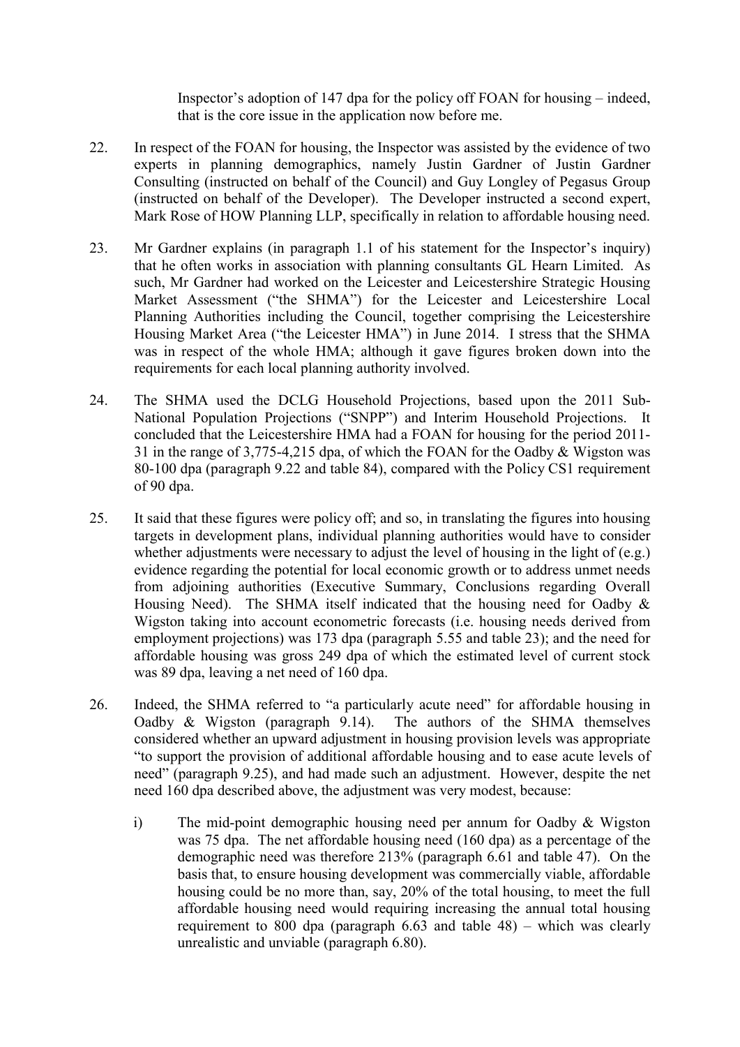Inspector's adoption of 147 dpa for the policy off FOAN for housing – indeed, that is the core issue in the application now before me.

22. In respect of the FOAN for housing, the Inspector was assisted by the evidence of two experts in planning demographics, namely Justin Gardner of Justin Gardner Consulting (instructed on behalf of the Council) and Guy Longley of Pegasus Group (instructed on behalf of the Developer). The Developer instructed a second expert, Mark Rose of HOW Planning LLP, specifically in relation to affordable housing need.

23. Mr Gardner explains (in paragraph 1.1 of his statement for the Inspector's inquiry) that he often works in association with planning consultants GL Hearn Limited. As such, Mr Gardner had worked on the Leicester and Leicestershire Strategic Housing Market Assessment ("the SHMA") for the Leicester and Leicestershire Local Planning Authorities including the Council, together comprising the Leicestershire Housing Market Area ("the Leicester HMA") in June 2014. I stress that the SHMA was in respect of the whole HMA; although it gave figures broken down into the requirements for each local planning authority involved.

24. The SHMA used the DCLG Household Projections, based upon the 2011 Sub-National Population Projections ("SNPP") and Interim Household Projections. It concluded that the Leicestershire HMA had a FOAN for housing for the period 2011-31 in the range of 3,775-4,215 dpa, of which the FOAN for the Oadby & Wigston was 80-100 dpa (paragraph 9.22 and table 84), compared with the Policy CS1 requirement of 90 dpa.

25. It said that these figures were policy off; and so, in translating the figures into housing targets in development plans, individual planning authorities would have to consider whether adjustments were necessary to adjust the level of housing in the light of (e.g.) evidence regarding the potential for local economic growth or to address unmet needs from adjoining authorities (Executive Summary, Conclusions regarding Overall Housing Need). The SHMA itself indicated that the housing need for Oadby & Wigston taking into account econometric forecasts (i.e. housing needs derived from employment projections) was 173 dpa (paragraph 5.55 and table 23); and the need for affordable housing was gross 249 dpa of which the estimated level of current stock was 89 dpa, leaving a net need of 160 dpa.

26. Indeed, the SHMA referred to "a particularly acute need" for affordable housing in Oadby & Wigston (paragraph 9.14). The authors of the SHMA themselves considered whether an upward adjustment in housing provision levels was appropriate "to support the provision of additional affordable housing and to ease acute levels of need" (paragraph 9.25), and had made such an adjustment. However, despite the net need 160 dpa described above, the adjustment was very modest, because:

    i) The mid-point demographic housing need per annum for Oadby & Wigston was 75 dpa. The net affordable housing need (160 dpa) as a percentage of the demographic need was therefore 213% (paragraph 6.61 and table 47). On the basis that, to ensure housing development was commercially viable, affordable housing could be no more than, say, 20% of the total housing, to meet the full affordable housing need would requiring increasing the annual total housing requirement to 800 dpa (paragraph 6.63 and table 48) – which was clearly unrealistic and unviable (paragraph 6.80).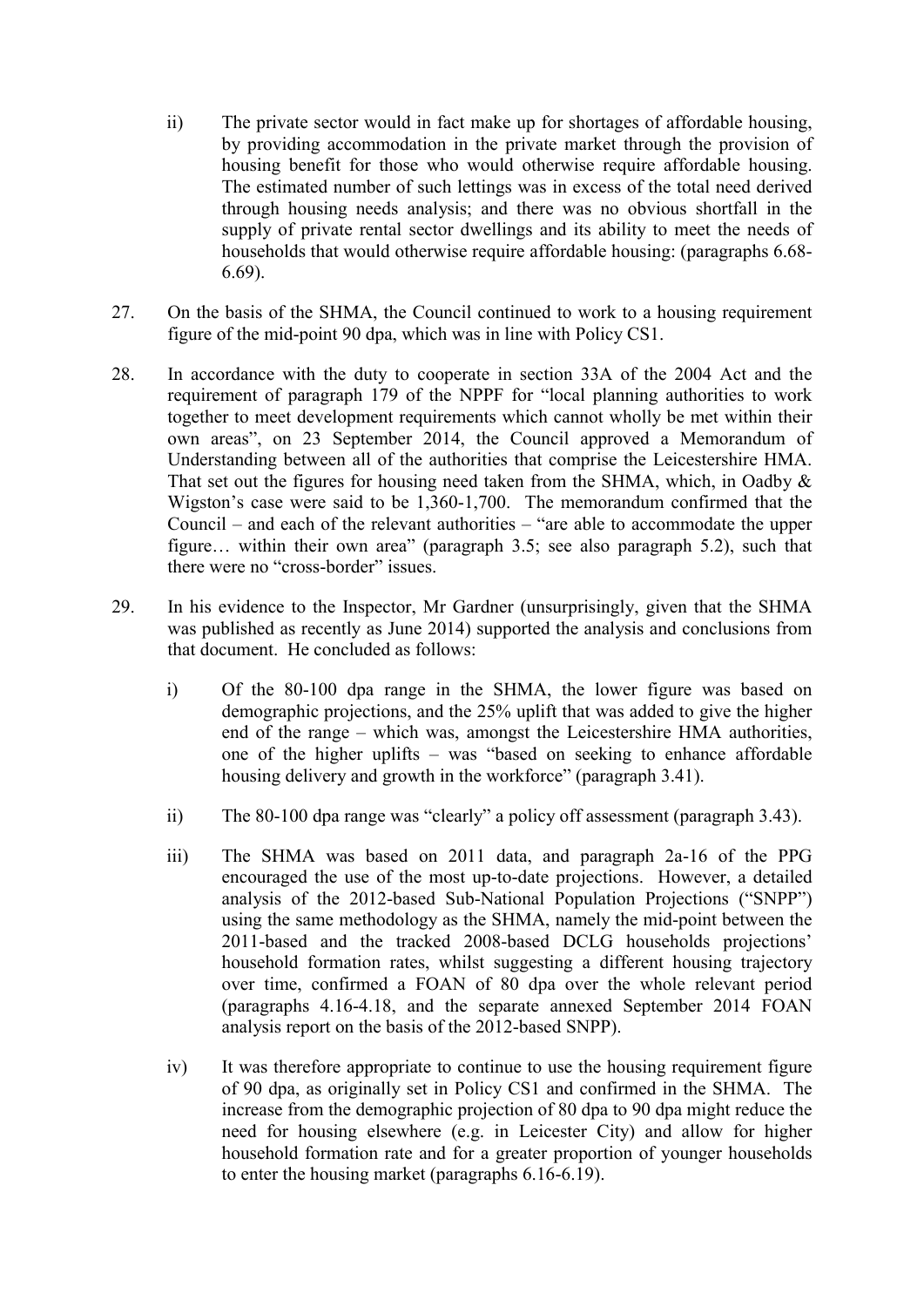ii) The private sector would in fact make up for shortages of affordable housing, by providing accommodation in the private market through the provision of housing benefit for those who would otherwise require affordable housing. The estimated number of such lettings was in excess of the total need derived through housing needs analysis; and there was no obvious shortfall in the supply of private rental sector dwellings and its ability to meet the needs of households that would otherwise require affordable housing: (paragraphs 6.68-6.69).

27. On the basis of the SHMA, the Council continued to work to a housing requirement figure of the mid-point 90 dpa, which was in line with Policy CS1.

28. In accordance with the duty to cooperate in section 33A of the 2004 Act and the requirement of paragraph 179 of the NPPF for "local planning authorities to work together to meet development requirements which cannot wholly be met within their own areas", on 23 September 2014, the Council approved a Memorandum of Understanding between all of the authorities that comprise the Leicestershire HMA. That set out the figures for housing need taken from the SHMA, which, in Oadby & Wigston's case were said to be 1,360-1,700. The memorandum confirmed that the Council – and each of the relevant authorities – "are able to accommodate the upper figure… within their own area" (paragraph 3.5; see also paragraph 5.2), such that there were no "cross-border" issues.

29. In his evidence to the Inspector, Mr Gardner (unsurprisingly, given that the SHMA was published as recently as June 2014) supported the analysis and conclusions from that document. He concluded as follows:

i) Of the 80-100 dpa range in the SHMA, the lower figure was based on demographic projections, and the 25% uplift that was added to give the higher end of the range – which was, amongst the Leicestershire HMA authorities, one of the higher uplifts – was "based on seeking to enhance affordable housing delivery and growth in the workforce" (paragraph 3.41).

ii) The 80-100 dpa range was "clearly" a policy off assessment (paragraph 3.43).

iii) The SHMA was based on 2011 data, and paragraph 2a-16 of the PPG encouraged the use of the most up-to-date projections. However, a detailed analysis of the 2012-based Sub-National Population Projections ("SNPP") using the same methodology as the SHMA, namely the mid-point between the 2011-based and the tracked 2008-based DCLG households projections' household formation rates, whilst suggesting a different housing trajectory over time, confirmed a FOAN of 80 dpa over the whole relevant period (paragraphs 4.16-4.18, and the separate annexed September 2014 FOAN analysis report on the basis of the 2012-based SNPP).

iv) It was therefore appropriate to continue to use the housing requirement figure of 90 dpa, as originally set in Policy CS1 and confirmed in the SHMA. The increase from the demographic projection of 80 dpa to 90 dpa might reduce the need for housing elsewhere (e.g. in Leicester City) and allow for higher household formation rate and for a greater proportion of younger households to enter the housing market (paragraphs 6.16-6.19).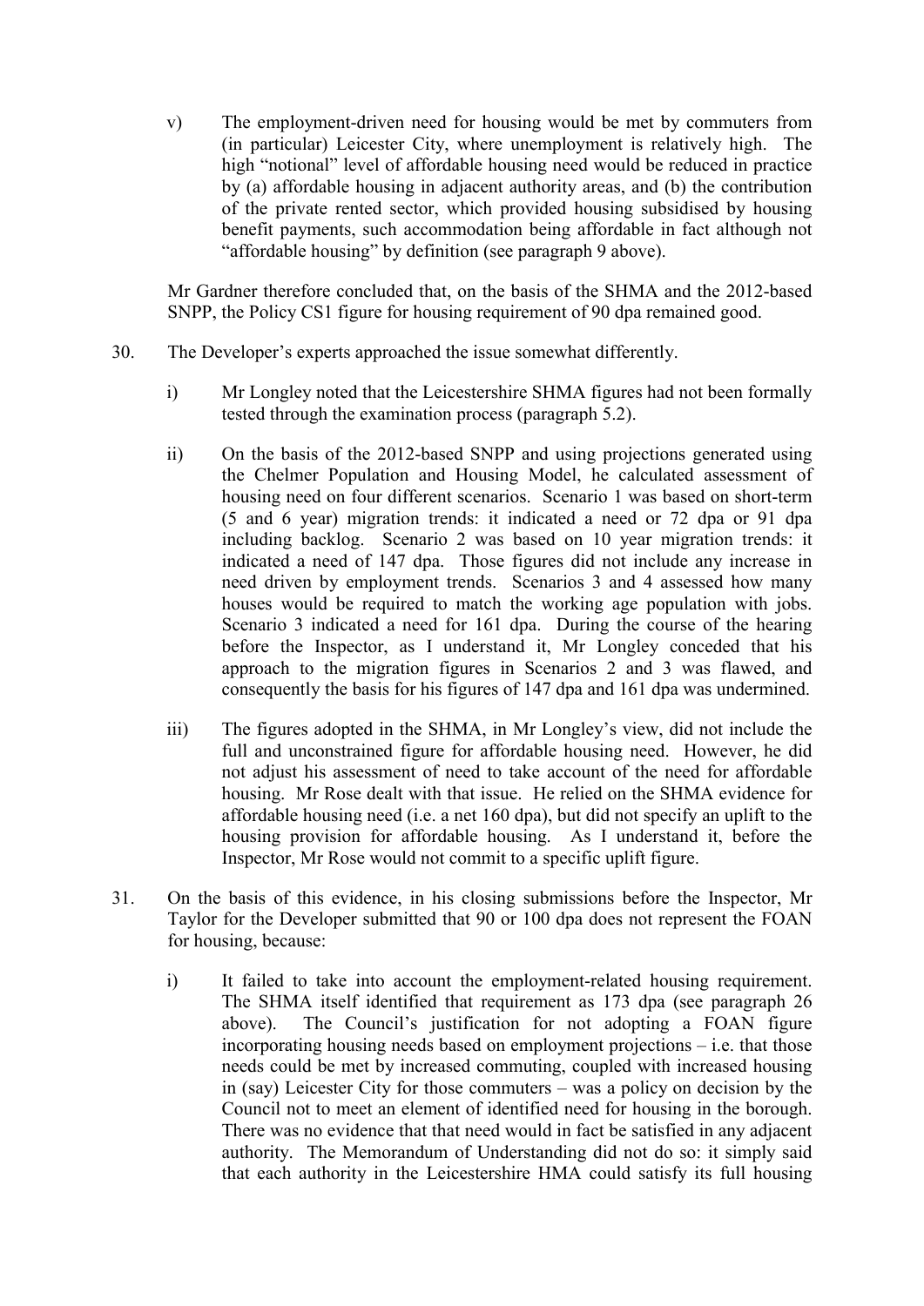v) The employment-driven need for housing would be met by commuters from (in particular) Leicester City, where unemployment is relatively high. The high "notional" level of affordable housing need would be reduced in practice by (a) affordable housing in adjacent authority areas, and (b) the contribution of the private rented sector, which provided housing subsidised by housing benefit payments, such accommodation being affordable in fact although not "affordable housing" by definition (see paragraph 9 above).

Mr Gardner therefore concluded that, on the basis of the SHMA and the 2012-based SNPP, the Policy CS1 figure for housing requirement of 90 dpa remained good.

30. The Developer's experts approached the issue somewhat differently.

i) Mr Longley noted that the Leicestershire SHMA figures had not been formally tested through the examination process (paragraph 5.2).

ii) On the basis of the 2012-based SNPP and using projections generated using the Chelmer Population and Housing Model, he calculated assessment of housing need on four different scenarios. Scenario 1 was based on short-term (5 and 6 year) migration trends: it indicated a need or 72 dpa or 91 dpa including backlog. Scenario 2 was based on 10 year migration trends: it indicated a need of 147 dpa. Those figures did not include any increase in need driven by employment trends. Scenarios 3 and 4 assessed how many houses would be required to match the working age population with jobs. Scenario 3 indicated a need for 161 dpa. During the course of the hearing before the Inspector, as I understand it, Mr Longley conceded that his approach to the migration figures in Scenarios 2 and 3 was flawed, and consequently the basis for his figures of 147 dpa and 161 dpa was undermined.

iii) The figures adopted in the SHMA, in Mr Longley's view, did not include the full and unconstrained figure for affordable housing need. However, he did not adjust his assessment of need to take account of the need for affordable housing. Mr Rose dealt with that issue. He relied on the SHMA evidence for affordable housing need (i.e. a net 160 dpa), but did not specify an uplift to the housing provision for affordable housing. As I understand it, before the Inspector, Mr Rose would not commit to a specific uplift figure.

31. On the basis of this evidence, in his closing submissions before the Inspector, Mr Taylor for the Developer submitted that 90 or 100 dpa does not represent the FOAN for housing, because:

i) It failed to take into account the employment-related housing requirement. The SHMA itself identified that requirement as 173 dpa (see paragraph 26 above). The Council's justification for not adopting a FOAN figure incorporating housing needs based on employment projections – i.e. that those needs could be met by increased commuting, coupled with increased housing in (say) Leicester City for those commuters – was a policy on decision by the Council not to meet an element of identified need for housing in the borough. There was no evidence that that need would in fact be satisfied in any adjacent authority. The Memorandum of Understanding did not do so: it simply said that each authority in the Leicestershire HMA could satisfy its full housing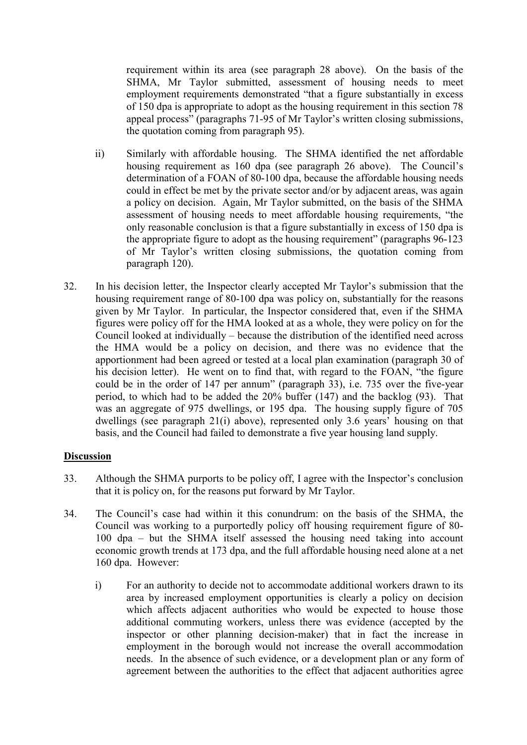requirement within its area (see paragraph 28 above). On the basis of the SHMA, Mr Taylor submitted, assessment of housing needs to meet employment requirements demonstrated "that a figure substantially in excess of 150 dpa is appropriate to adopt as the housing requirement in this section 78 appeal process" (paragraphs 71-95 of Mr Taylor's written closing submissions, the quotation coming from paragraph 95).

ii) Similarly with affordable housing. The SHMA identified the net affordable housing requirement as 160 dpa (see paragraph 26 above). The Council's determination of a FOAN of 80-100 dpa, because the affordable housing needs could in effect be met by the private sector and/or by adjacent areas, was again a policy on decision. Again, Mr Taylor submitted, on the basis of the SHMA assessment of housing needs to meet affordable housing requirements, "the only reasonable conclusion is that a figure substantially in excess of 150 dpa is the appropriate figure to adopt as the housing requirement" (paragraphs 96-123 of Mr Taylor's written closing submissions, the quotation coming from paragraph 120).

32. In his decision letter, the Inspector clearly accepted Mr Taylor's submission that the housing requirement range of 80-100 dpa was policy on, substantially for the reasons given by Mr Taylor. In particular, the Inspector considered that, even if the SHMA figures were policy off for the HMA looked at as a whole, they were policy on for the Council looked at individually – because the distribution of the identified need across the HMA would be a policy on decision, and there was no evidence that the apportionment had been agreed or tested at a local plan examination (paragraph 30 of his decision letter). He went on to find that, with regard to the FOAN, "the figure could be in the order of 147 per annum" (paragraph 33), i.e. 735 over the five-year period, to which had to be added the 20% buffer (147) and the backlog (93). That was an aggregate of 975 dwellings, or 195 dpa. The housing supply figure of 705 dwellings (see paragraph 21(i) above), represented only 3.6 years' housing on that basis, and the Council had failed to demonstrate a five year housing land supply.

## Discussion

33. Although the SHMA purports to be policy off, I agree with the Inspector's conclusion that it is policy on, for the reasons put forward by Mr Taylor.

34. The Council's case had within it this conundrum: on the basis of the SHMA, the Council was working to a purportedly policy off housing requirement figure of 80-100 dpa – but the SHMA itself assessed the housing need taking into account economic growth trends at 173 dpa, and the full affordable housing need alone at a net 160 dpa. However:

i) For an authority to decide not to accommodate additional workers drawn to its area by increased employment opportunities is clearly a policy on decision which affects adjacent authorities who would be expected to house those additional commuting workers, unless there was evidence (accepted by the inspector or other planning decision-maker) that in fact the increase in employment in the borough would not increase the overall accommodation needs. In the absence of such evidence, or a development plan or any form of agreement between the authorities to the effect that adjacent authorities agree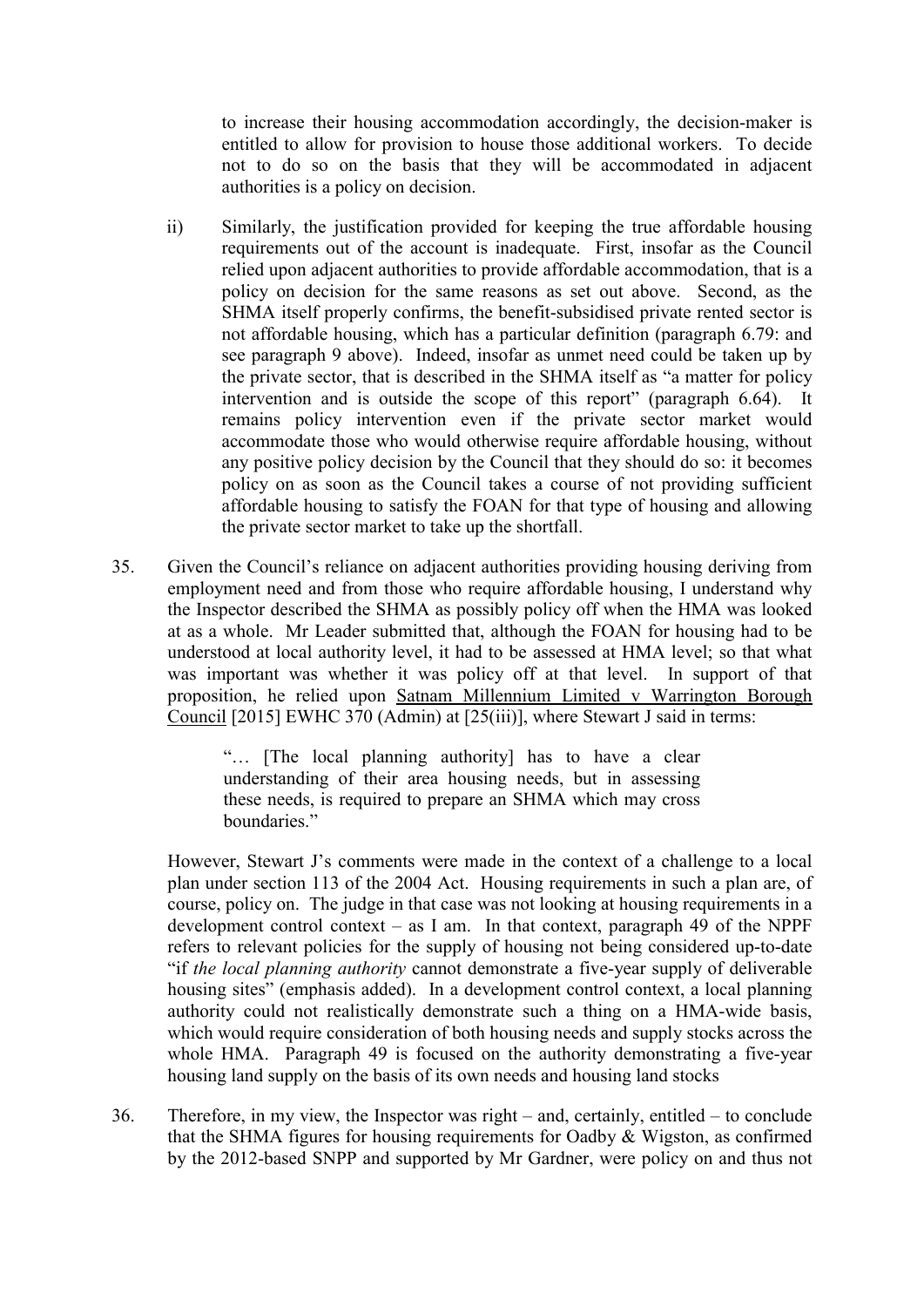to increase their housing accommodation accordingly, the decision-maker is entitled to allow for provision to house those additional workers. To decide not to do so on the basis that they will be accommodated in adjacent authorities is a policy on decision.

ii) Similarly, the justification provided for keeping the true affordable housing requirements out of the account is inadequate. First, insofar as the Council relied upon adjacent authorities to provide affordable accommodation, that is a policy on decision for the same reasons as set out above. Second, as the SHMA itself properly confirms, the benefit-subsidised private rented sector is not affordable housing, which has a particular definition (paragraph 6.79: and see paragraph 9 above). Indeed, insofar as unmet need could be taken up by the private sector, that is described in the SHMA itself as "a matter for policy intervention and is outside the scope of this report" (paragraph 6.64). It remains policy intervention even if the private sector market would accommodate those who would otherwise require affordable housing, without any positive policy decision by the Council that they should do so: it becomes policy on as soon as the Council takes a course of not providing sufficient affordable housing to satisfy the FOAN for that type of housing and allowing the private sector market to take up the shortfall.

35. Given the Council's reliance on adjacent authorities providing housing deriving from employment need and from those who require affordable housing, I understand why the Inspector described the SHMA as possibly policy off when the HMA was looked at as a whole. Mr Leader submitted that, although the FOAN for housing had to be understood at local authority level, it had to be assessed at HMA level; so that what was important was whether it was policy off at that level. In support of that proposition, he relied upon <u>Satnam Millennium Limited v Warrington Borough Council</u> [2015] EWHC 370 (Admin) at [25(iii)], where Stewart J said in terms:

> "… [The local planning authority] has to have a clear understanding of their area housing needs, but in assessing these needs, is required to prepare an SHMA which may cross boundaries."

However, Stewart J's comments were made in the context of a challenge to a local plan under section 113 of the 2004 Act. Housing requirements in such a plan are, of course, policy on. The judge in that case was not looking at housing requirements in a development control context – as I am. In that context, paragraph 49 of the NPPF refers to relevant policies for the supply of housing not being considered up-to-date "if *the local planning authority* cannot demonstrate a five-year supply of deliverable housing sites" (emphasis added). In a development control context, a local planning authority could not realistically demonstrate such a thing on a HMA-wide basis, which would require consideration of both housing needs and supply stocks across the whole HMA. Paragraph 49 is focused on the authority demonstrating a five-year housing land supply on the basis of its own needs and housing land stocks

36. Therefore, in my view, the Inspector was right – and, certainly, entitled – to conclude that the SHMA figures for housing requirements for Oadby & Wigston, as confirmed by the 2012-based SNPP and supported by Mr Gardner, were policy on and thus not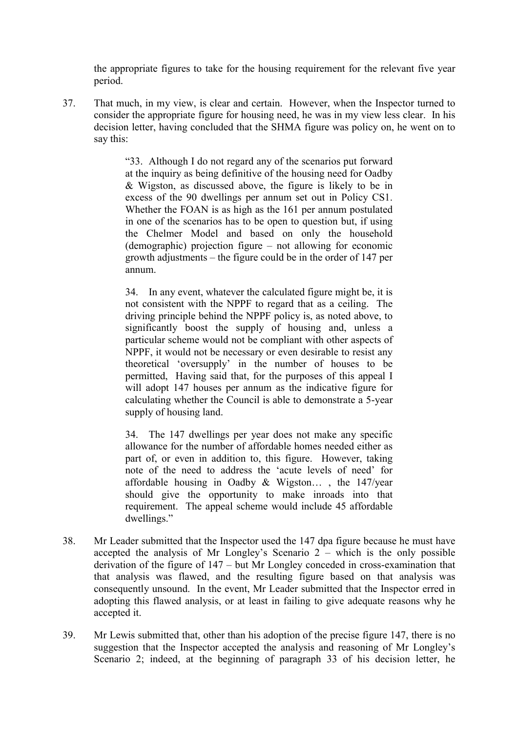the appropriate figures to take for the housing requirement for the relevant five year period.

37. That much, in my view, is clear and certain. However, when the Inspector turned to consider the appropriate figure for housing need, he was in my view less clear. In his decision letter, having concluded that the SHMA figure was policy on, he went on to say this:

> "33. Although I do not regard any of the scenarios put forward at the inquiry as being definitive of the housing need for Oadby & Wigston, as discussed above, the figure is likely to be in excess of the 90 dwellings per annum set out in Policy CS1. Whether the FOAN is as high as the 161 per annum postulated in one of the scenarios has to be open to question but, if using the Chelmer Model and based on only the household (demographic) projection figure – not allowing for economic growth adjustments – the figure could be in the order of 147 per annum.
>
> 34. In any event, whatever the calculated figure might be, it is not consistent with the NPPF to regard that as a ceiling. The driving principle behind the NPPF policy is, as noted above, to significantly boost the supply of housing and, unless a particular scheme would not be compliant with other aspects of NPPF, it would not be necessary or even desirable to resist any theoretical 'oversupply' in the number of houses to be permitted, Having said that, for the purposes of this appeal I will adopt 147 houses per annum as the indicative figure for calculating whether the Council is able to demonstrate a 5-year supply of housing land.
>
> 34. The 147 dwellings per year does not make any specific allowance for the number of affordable homes needed either as part of, or even in addition to, this figure. However, taking note of the need to address the 'acute levels of need' for affordable housing in Oadby & Wigston… , the 147/year should give the opportunity to make inroads into that requirement. The appeal scheme would include 45 affordable dwellings."

38. Mr Leader submitted that the Inspector used the 147 dpa figure because he must have accepted the analysis of Mr Longley's Scenario 2 – which is the only possible derivation of the figure of 147 – but Mr Longley conceded in cross-examination that that analysis was flawed, and the resulting figure based on that analysis was consequently unsound. In the event, Mr Leader submitted that the Inspector erred in adopting this flawed analysis, or at least in failing to give adequate reasons why he accepted it.

39. Mr Lewis submitted that, other than his adoption of the precise figure 147, there is no suggestion that the Inspector accepted the analysis and reasoning of Mr Longley's Scenario 2; indeed, at the beginning of paragraph 33 of his decision letter, he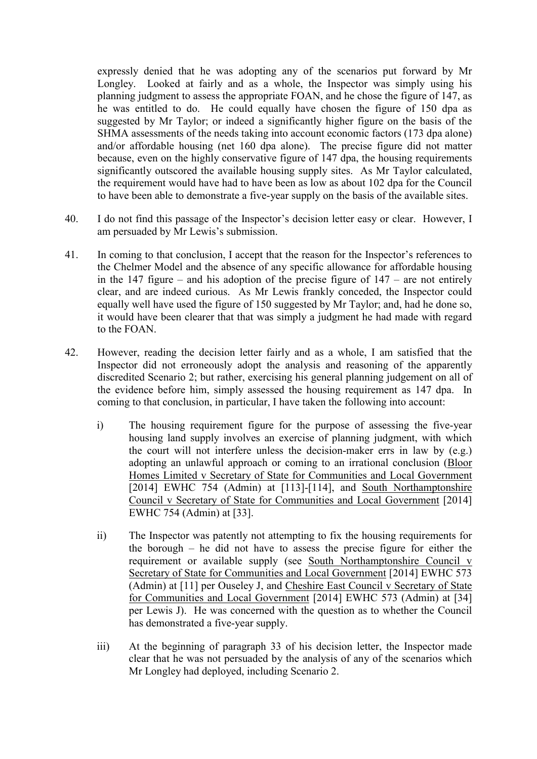expressly denied that he was adopting any of the scenarios put forward by Mr Longley. Looked at fairly and as a whole, the Inspector was simply using his planning judgment to assess the appropriate FOAN, and he chose the figure of 147, as he was entitled to do. He could equally have chosen the figure of 150 dpa as suggested by Mr Taylor; or indeed a significantly higher figure on the basis of the SHMA assessments of the needs taking into account economic factors (173 dpa alone) and/or affordable housing (net 160 dpa alone). The precise figure did not matter because, even on the highly conservative figure of 147 dpa, the housing requirements significantly outscored the available housing supply sites. As Mr Taylor calculated, the requirement would have had to have been as low as about 102 dpa for the Council to have been able to demonstrate a five-year supply on the basis of the available sites.

40. I do not find this passage of the Inspector's decision letter easy or clear. However, I am persuaded by Mr Lewis's submission.

41. In coming to that conclusion, I accept that the reason for the Inspector's references to the Chelmer Model and the absence of any specific allowance for affordable housing in the 147 figure – and his adoption of the precise figure of 147 – are not entirely clear, and are indeed curious. As Mr Lewis frankly conceded, the Inspector could equally well have used the figure of 150 suggested by Mr Taylor; and, had he done so, it would have been clearer that that was simply a judgment he had made with regard to the FOAN.

42. However, reading the decision letter fairly and as a whole, I am satisfied that the Inspector did not erroneously adopt the analysis and reasoning of the apparently discredited Scenario 2; but rather, exercising his general planning judgement on all of the evidence before him, simply assessed the housing requirement as 147 dpa. In coming to that conclusion, in particular, I have taken the following into account:

    i) The housing requirement figure for the purpose of assessing the five-year housing land supply involves an exercise of planning judgment, with which the court will not interfere unless the decision-maker errs in law by (e.g.) adopting an unlawful approach or coming to an irrational conclusion (Bloor Homes Limited v Secretary of State for Communities and Local Government [2014] EWHC 754 (Admin) at [113]-[114], and South Northamptonshire Council v Secretary of State for Communities and Local Government [2014] EWHC 754 (Admin) at [33].

    ii) The Inspector was patently not attempting to fix the housing requirements for the borough – he did not have to assess the precise figure for either the requirement or available supply (see South Northamptonshire Council v Secretary of State for Communities and Local Government [2014] EWHC 573 (Admin) at [11] per Ouseley J, and Cheshire East Council v Secretary of State for Communities and Local Government [2014] EWHC 573 (Admin) at [34] per Lewis J). He was concerned with the question as to whether the Council has demonstrated a five-year supply.

    iii) At the beginning of paragraph 33 of his decision letter, the Inspector made clear that he was not persuaded by the analysis of any of the scenarios which Mr Longley had deployed, including Scenario 2.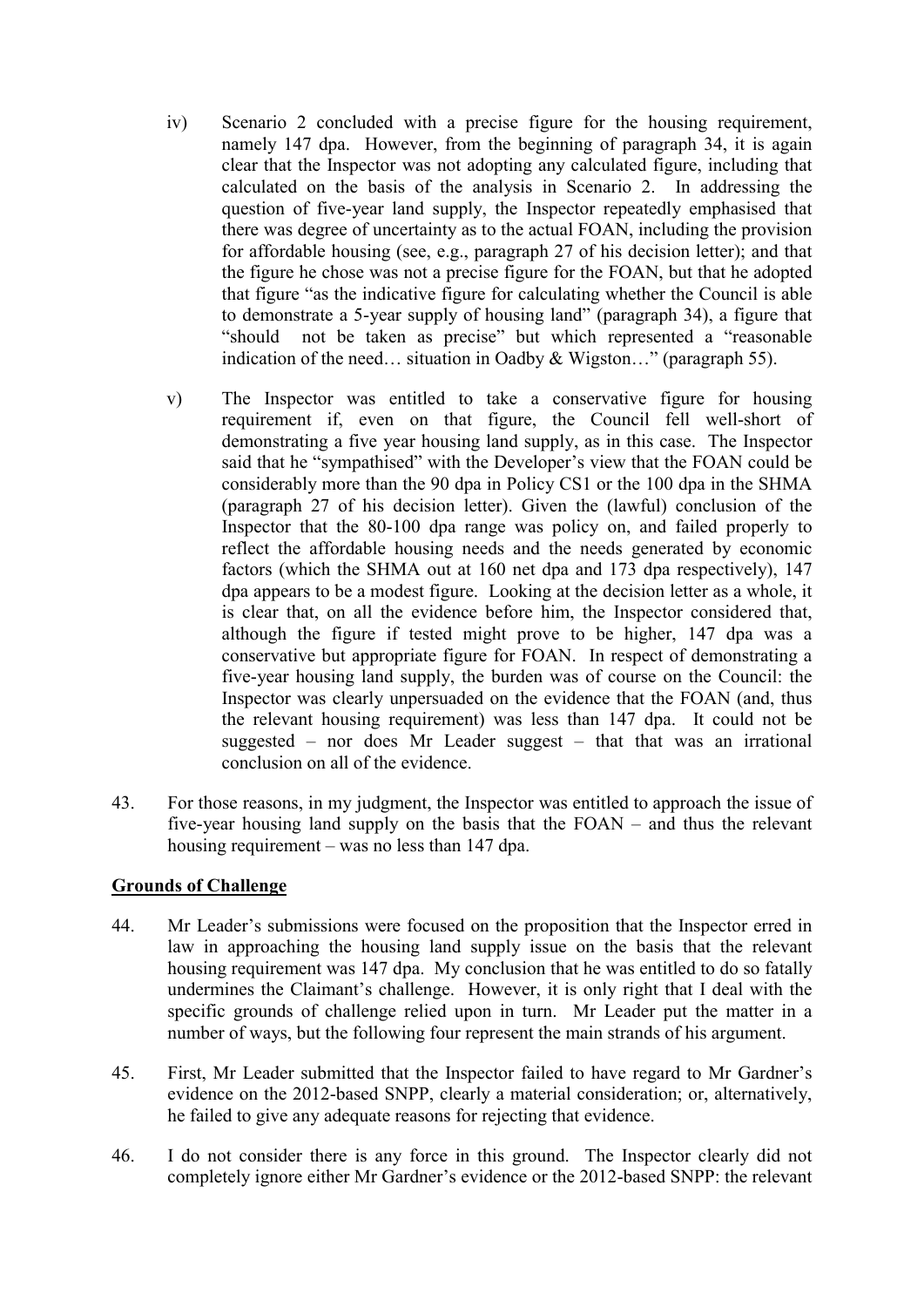iv) Scenario 2 concluded with a precise figure for the housing requirement, namely 147 dpa. However, from the beginning of paragraph 34, it is again clear that the Inspector was not adopting any calculated figure, including that calculated on the basis of the analysis in Scenario 2. In addressing the question of five-year land supply, the Inspector repeatedly emphasised that there was degree of uncertainty as to the actual FOAN, including the provision for affordable housing (see, e.g., paragraph 27 of his decision letter); and that the figure he chose was not a precise figure for the FOAN, but that he adopted that figure "as the indicative figure for calculating whether the Council is able to demonstrate a 5-year supply of housing land" (paragraph 34), a figure that "should not be taken as precise" but which represented a "reasonable indication of the need… situation in Oadby & Wigston…" (paragraph 55).

v) The Inspector was entitled to take a conservative figure for housing requirement if, even on that figure, the Council fell well-short of demonstrating a five year housing land supply, as in this case. The Inspector said that he "sympathised" with the Developer's view that the FOAN could be considerably more than the 90 dpa in Policy CS1 or the 100 dpa in the SHMA (paragraph 27 of his decision letter). Given the (lawful) conclusion of the Inspector that the 80-100 dpa range was policy on, and failed properly to reflect the affordable housing needs and the needs generated by economic factors (which the SHMA out at 160 net dpa and 173 dpa respectively), 147 dpa appears to be a modest figure. Looking at the decision letter as a whole, it is clear that, on all the evidence before him, the Inspector considered that, although the figure if tested might prove to be higher, 147 dpa was a conservative but appropriate figure for FOAN. In respect of demonstrating a five-year housing land supply, the burden was of course on the Council: the Inspector was clearly unpersuaded on the evidence that the FOAN (and, thus the relevant housing requirement) was less than 147 dpa. It could not be suggested – nor does Mr Leader suggest – that that was an irrational conclusion on all of the evidence.

43. For those reasons, in my judgment, the Inspector was entitled to approach the issue of five-year housing land supply on the basis that the FOAN – and thus the relevant housing requirement – was no less than 147 dpa.

## Grounds of Challenge

44. Mr Leader's submissions were focused on the proposition that the Inspector erred in law in approaching the housing land supply issue on the basis that the relevant housing requirement was 147 dpa. My conclusion that he was entitled to do so fatally undermines the Claimant's challenge. However, it is only right that I deal with the specific grounds of challenge relied upon in turn. Mr Leader put the matter in a number of ways, but the following four represent the main strands of his argument.

45. First, Mr Leader submitted that the Inspector failed to have regard to Mr Gardner's evidence on the 2012-based SNPP, clearly a material consideration; or, alternatively, he failed to give any adequate reasons for rejecting that evidence.

46. I do not consider there is any force in this ground. The Inspector clearly did not completely ignore either Mr Gardner's evidence or the 2012-based SNPP: the relevant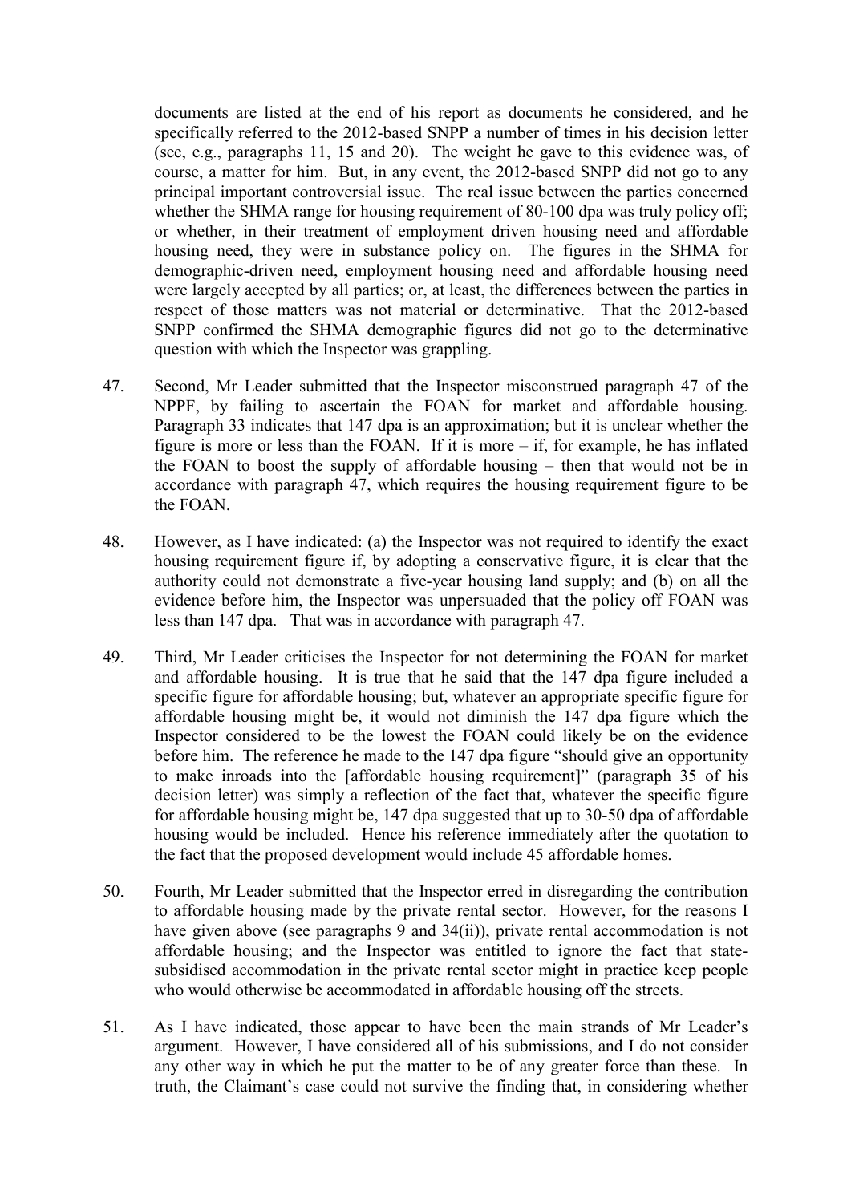documents are listed at the end of his report as documents he considered, and he specifically referred to the 2012-based SNPP a number of times in his decision letter (see, e.g., paragraphs 11, 15 and 20). The weight he gave to this evidence was, of course, a matter for him. But, in any event, the 2012-based SNPP did not go to any principal important controversial issue. The real issue between the parties concerned whether the SHMA range for housing requirement of 80-100 dpa was truly policy off; or whether, in their treatment of employment driven housing need and affordable housing need, they were in substance policy on. The figures in the SHMA for demographic-driven need, employment housing need and affordable housing need were largely accepted by all parties; or, at least, the differences between the parties in respect of those matters was not material or determinative. That the 2012-based SNPP confirmed the SHMA demographic figures did not go to the determinative question with which the Inspector was grappling.

47. Second, Mr Leader submitted that the Inspector misconstrued paragraph 47 of the NPPF, by failing to ascertain the FOAN for market and affordable housing. Paragraph 33 indicates that 147 dpa is an approximation; but it is unclear whether the figure is more or less than the FOAN. If it is more – if, for example, he has inflated the FOAN to boost the supply of affordable housing – then that would not be in accordance with paragraph 47, which requires the housing requirement figure to be the FOAN.

48. However, as I have indicated: (a) the Inspector was not required to identify the exact housing requirement figure if, by adopting a conservative figure, it is clear that the authority could not demonstrate a five-year housing land supply; and (b) on all the evidence before him, the Inspector was unpersuaded that the policy off FOAN was less than 147 dpa. That was in accordance with paragraph 47.

49. Third, Mr Leader criticises the Inspector for not determining the FOAN for market and affordable housing. It is true that he said that the 147 dpa figure included a specific figure for affordable housing; but, whatever an appropriate specific figure for affordable housing might be, it would not diminish the 147 dpa figure which the Inspector considered to be the lowest the FOAN could likely be on the evidence before him. The reference he made to the 147 dpa figure "should give an opportunity to make inroads into the [affordable housing requirement]" (paragraph 35 of his decision letter) was simply a reflection of the fact that, whatever the specific figure for affordable housing might be, 147 dpa suggested that up to 30-50 dpa of affordable housing would be included. Hence his reference immediately after the quotation to the fact that the proposed development would include 45 affordable homes.

50. Fourth, Mr Leader submitted that the Inspector erred in disregarding the contribution to affordable housing made by the private rental sector. However, for the reasons I have given above (see paragraphs 9 and 34(ii)), private rental accommodation is not affordable housing; and the Inspector was entitled to ignore the fact that state-subsidised accommodation in the private rental sector might in practice keep people who would otherwise be accommodated in affordable housing off the streets.

51. As I have indicated, those appear to have been the main strands of Mr Leader's argument. However, I have considered all of his submissions, and I do not consider any other way in which he put the matter to be of any greater force than these. In truth, the Claimant's case could not survive the finding that, in considering whether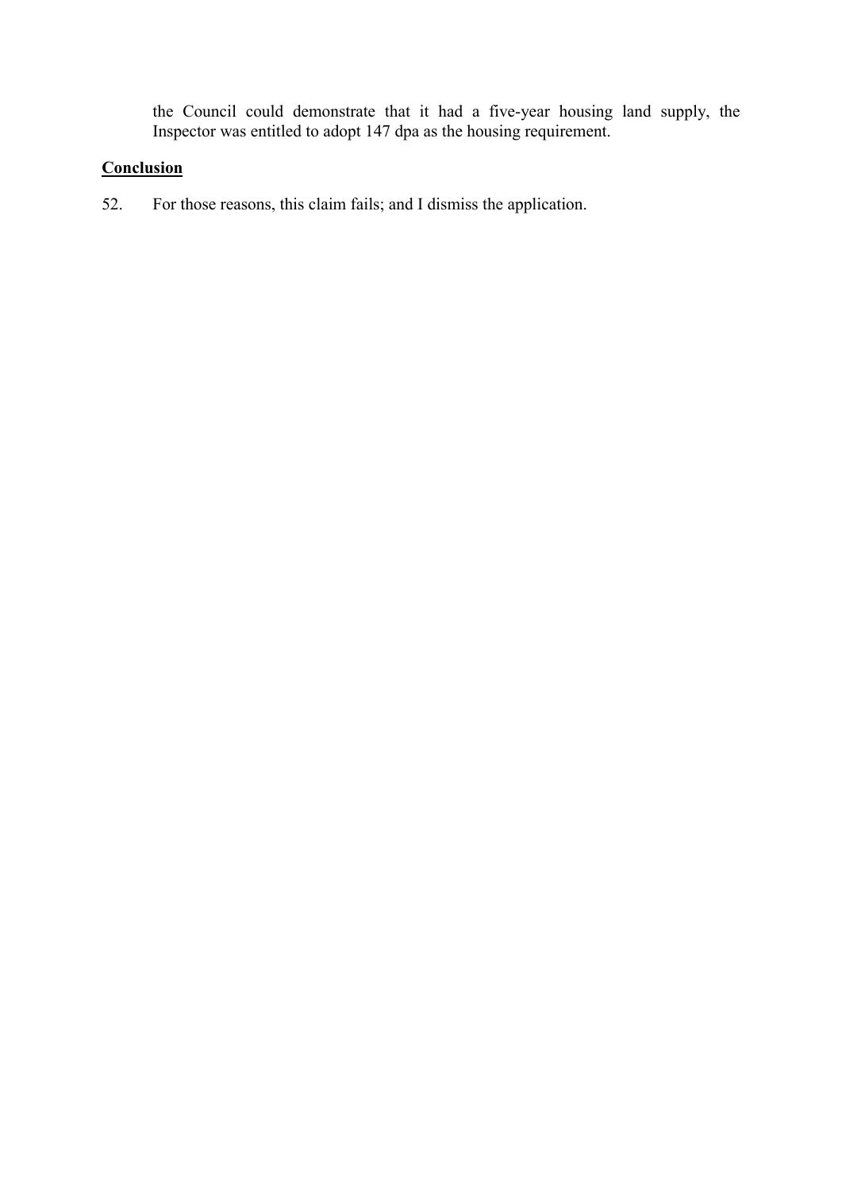the Council could demonstrate that it had a five-year housing land supply, the Inspector was entitled to adopt 147 dpa as the housing requirement.

**Conclusion**

52. For those reasons, this claim fails; and I dismiss the application.